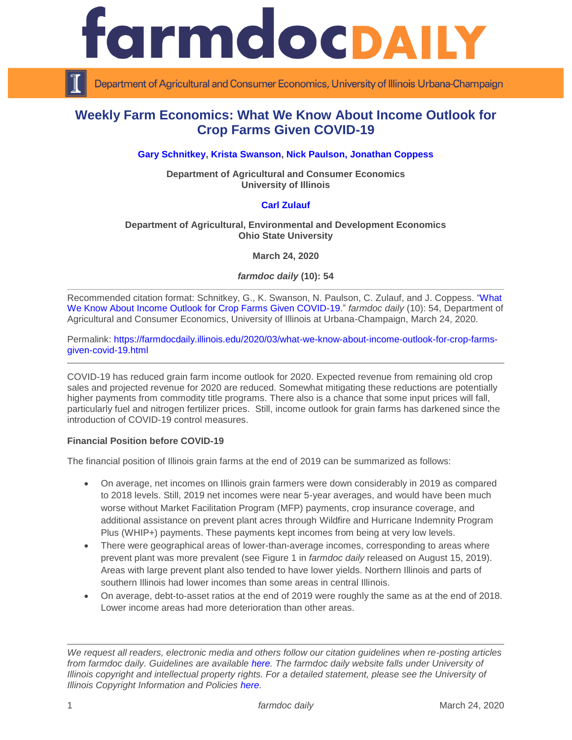# farmdoc DAILY

Department of Agricultural and Consumer Economics, University of Illinois Urbana-Champaign

## Weekly Farm Economics: What We Know About Income Outlook for Crop Farms Given COVID-19

**Gary Schnitkey, Krista Swanson, Nick Paulson, Jonathan Coppess**

**Department of Agricultural and Consumer Economics**
**University of Illinois**

**Carl Zulauf**

**Department of Agricultural, Environmental and Development Economics**
**Ohio State University**

**March 24, 2020**

***farmdoc daily* (10): 54**

---

Recommended citation format: Schnitkey, G., K. Swanson, N. Paulson, C. Zulauf, and J. Coppess. "What We Know About Income Outlook for Crop Farms Given COVID-19." *farmdoc daily* (10): 54, Department of Agricultural and Consumer Economics, University of Illinois at Urbana-Champaign, March 24, 2020.

Permalink: https://farmdocdaily.illinois.edu/2020/03/what-we-know-about-income-outlook-for-crop-farms-given-covid-19.html

---

COVID-19 has reduced grain farm income outlook for 2020. Expected revenue from remaining old crop sales and projected revenue for 2020 are reduced. Somewhat mitigating these reductions are potentially higher payments from commodity title programs. There also is a chance that some input prices will fall, particularly fuel and nitrogen fertilizer prices. Still, income outlook for grain farms has darkened since the introduction of COVID-19 control measures.

**Financial Position before COVID-19**

The financial position of Illinois grain farms at the end of 2019 can be summarized as follows:

- On average, net incomes on Illinois grain farmers were down considerably in 2019 as compared to 2018 levels. Still, 2019 net incomes were near 5-year averages, and would have been much worse without Market Facilitation Program (MFP) payments, crop insurance coverage, and additional assistance on prevent plant acres through Wildfire and Hurricane Indemnity Program Plus (WHIP+) payments. These payments kept incomes from being at very low levels.
- There were geographical areas of lower-than-average incomes, corresponding to areas where prevent plant was more prevalent (see Figure 1 in *farmdoc daily* released on August 15, 2019). Areas with large prevent plant also tended to have lower yields. Northern Illinois and parts of southern Illinois had lower incomes than some areas in central Illinois.
- On average, debt-to-asset ratios at the end of 2019 were roughly the same as at the end of 2018. Lower income areas had more deterioration than other areas.

---

*We request all readers, electronic media and others follow our citation guidelines when re-posting articles from farmdoc daily. Guidelines are available here. The farmdoc daily website falls under University of Illinois copyright and intellectual property rights. For a detailed statement, please see the University of Illinois Copyright Information and Policies here.*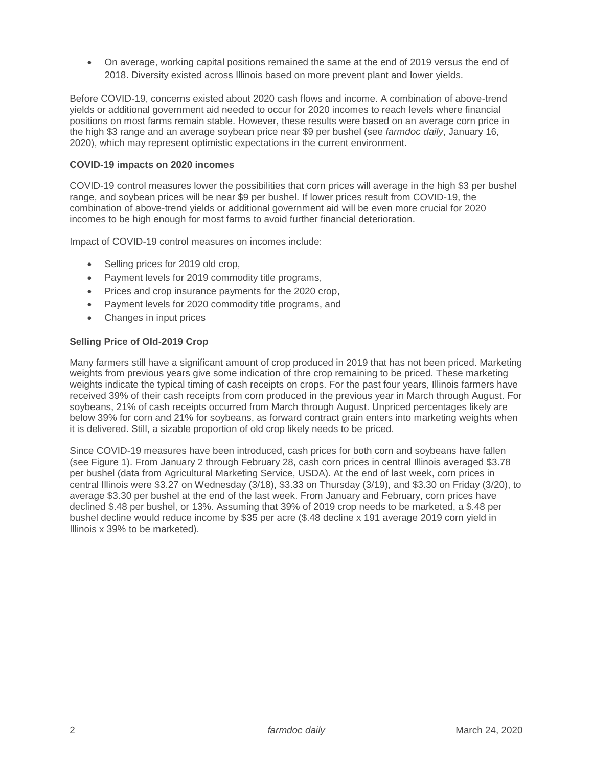- On average, working capital positions remained the same at the end of 2019 versus the end of 2018. Diversity existed across Illinois based on more prevent plant and lower yields.

Before COVID-19, concerns existed about 2020 cash flows and income. A combination of above-trend yields or additional government aid needed to occur for 2020 incomes to reach levels where financial positions on most farms remain stable. However, these results were based on an average corn price in the high $3 range and an average soybean price near $9 per bushel (see *farmdoc daily*, January 16, 2020), which may represent optimistic expectations in the current environment.

**COVID-19 impacts on 2020 incomes**

COVID-19 control measures lower the possibilities that corn prices will average in the high $3 per bushel range, and soybean prices will be near $9 per bushel. If lower prices result from COVID-19, the combination of above-trend yields or additional government aid will be even more crucial for 2020 incomes to be high enough for most farms to avoid further financial deterioration.

Impact of COVID-19 control measures on incomes include:

- Selling prices for 2019 old crop,
- Payment levels for 2019 commodity title programs,
- Prices and crop insurance payments for the 2020 crop,
- Payment levels for 2020 commodity title programs, and
- Changes in input prices

**Selling Price of Old-2019 Crop**

Many farmers still have a significant amount of crop produced in 2019 that has not been priced. Marketing weights from previous years give some indication of thre crop remaining to be priced. These marketing weights indicate the typical timing of cash receipts on crops. For the past four years, Illinois farmers have received 39% of their cash receipts from corn produced in the previous year in March through August. For soybeans, 21% of cash receipts occurred from March through August. Unpriced percentages likely are below 39% for corn and 21% for soybeans, as forward contract grain enters into marketing weights when it is delivered. Still, a sizable proportion of old crop likely needs to be priced.

Since COVID-19 measures have been introduced, cash prices for both corn and soybeans have fallen (see Figure 1). From January 2 through February 28, cash corn prices in central Illinois averaged $3.78 per bushel (data from Agricultural Marketing Service, USDA). At the end of last week, corn prices in central Illinois were $3.27 on Wednesday (3/18), $3.33 on Thursday (3/19), and $3.30 on Friday (3/20), to average $3.30 per bushel at the end of the last week. From January and February, corn prices have declined $.48 per bushel, or 13%. Assuming that 39% of 2019 crop needs to be marketed, a $.48 per bushel decline would reduce income by $35 per acre ($.48 decline x 191 average 2019 corn yield in Illinois x 39% to be marketed).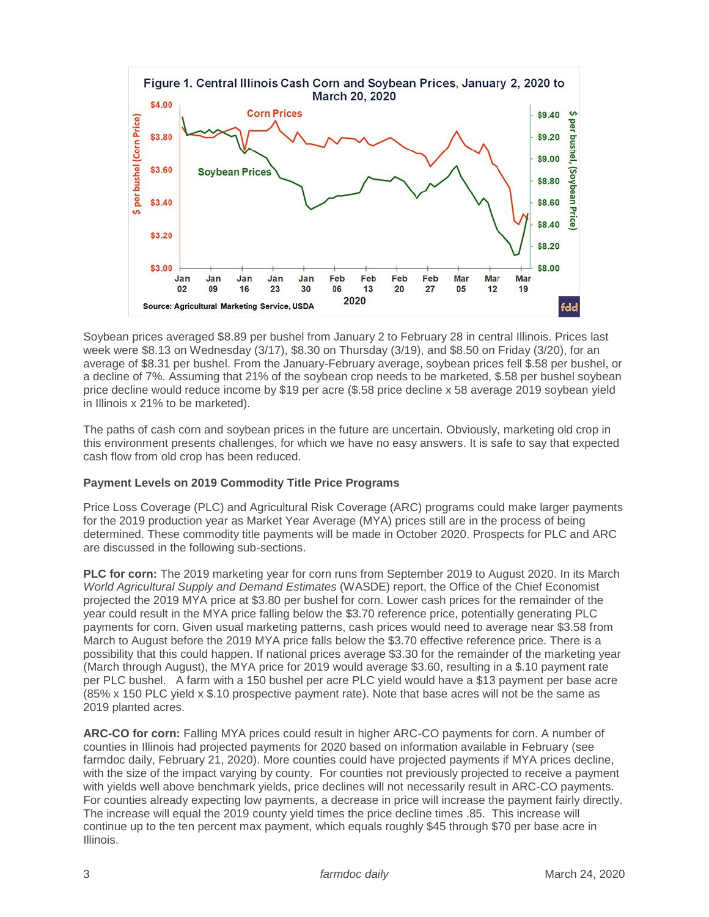**Figure 1. Central Illinois Cash Corn and Soybean Prices, January 2, 2020 to March 20, 2020**

Source: Agricultural Marketing Service, USDA

Soybean prices averaged $8.89 per bushel from January 2 to February 28 in central Illinois. Prices last week were $8.13 on Wednesday (3/17), $8.30 on Thursday (3/19), and $8.50 on Friday (3/20), for an average of $8.31 per bushel. From the January-February average, soybean prices fell $.58 per bushel, or a decline of 7%. Assuming that 21% of the soybean crop needs to be marketed, $.58 per bushel soybean price decline would reduce income by $19 per acre ($.58 price decline x 58 average 2019 soybean yield in Illinois x 21% to be marketed).

The paths of cash corn and soybean prices in the future are uncertain. Obviously, marketing old crop in this environment presents challenges, for which we have no easy answers. It is safe to say that expected cash flow from old crop has been reduced.

**Payment Levels on 2019 Commodity Title Price Programs**

Price Loss Coverage (PLC) and Agricultural Risk Coverage (ARC) programs could make larger payments for the 2019 production year as Market Year Average (MYA) prices still are in the process of being determined. These commodity title payments will be made in October 2020. Prospects for PLC and ARC are discussed in the following sub-sections.

**PLC for corn:** The 2019 marketing year for corn runs from September 2019 to August 2020. In its March *World Agricultural Supply and Demand Estimates* (WASDE) report, the Office of the Chief Economist projected the 2019 MYA price at $3.80 per bushel for corn. Lower cash prices for the remainder of the year could result in the MYA price falling below the $3.70 reference price, potentially generating PLC payments for corn. Given usual marketing patterns, cash prices would need to average near $3.58 from March to August before the 2019 MYA price falls below the $3.70 effective reference price. There is a possibility that this could happen. If national prices average $3.30 for the remainder of the marketing year (March through August), the MYA price for 2019 would average $3.60, resulting in a $.10 payment rate per PLC bushel. A farm with a 150 bushel per acre PLC yield would have a $13 payment per base acre (85% x 150 PLC yield x $.10 prospective payment rate). Note that base acres will not be the same as 2019 planted acres.

**ARC-CO for corn:** Falling MYA prices could result in higher ARC-CO payments for corn. A number of counties in Illinois had projected payments for 2020 based on information available in February (see farmdoc daily, February 21, 2020). More counties could have projected payments if MYA prices decline, with the size of the impact varying by county. For counties not previously projected to receive a payment with yields well above benchmark yields, price declines will not necessarily result in ARC-CO payments. For counties already expecting low payments, a decrease in price will increase the payment fairly directly. The increase will equal the 2019 county yield times the price decline times .85. This increase will continue up to the ten percent max payment, which equals roughly $45 through $70 per base acre in Illinois.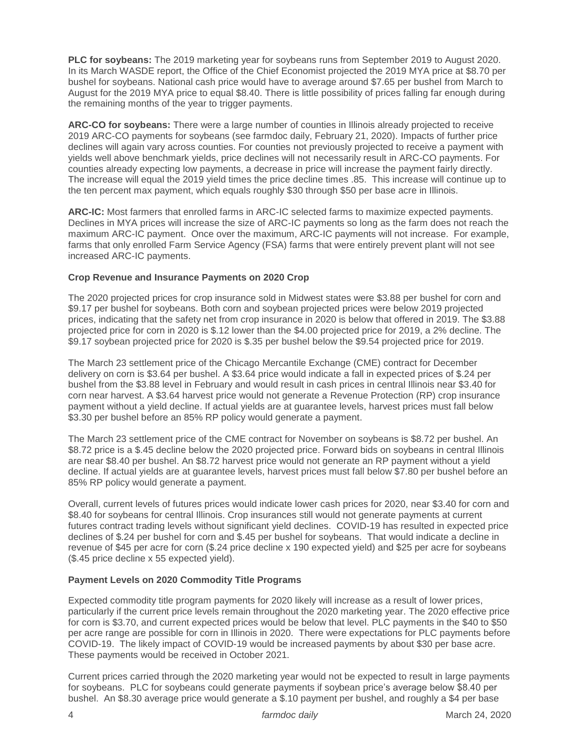**PLC for soybeans:** The 2019 marketing year for soybeans runs from September 2019 to August 2020. In its March WASDE report, the Office of the Chief Economist projected the 2019 MYA price at $8.70 per bushel for soybeans. National cash price would have to average around $7.65 per bushel from March to August for the 2019 MYA price to equal $8.40. There is little possibility of prices falling far enough during the remaining months of the year to trigger payments.

**ARC-CO for soybeans:** There were a large number of counties in Illinois already projected to receive 2019 ARC-CO payments for soybeans (see farmdoc daily, February 21, 2020). Impacts of further price declines will again vary across counties. For counties not previously projected to receive a payment with yields well above benchmark yields, price declines will not necessarily result in ARC-CO payments. For counties already expecting low payments, a decrease in price will increase the payment fairly directly. The increase will equal the 2019 yield times the price decline times .85. This increase will continue up to the ten percent max payment, which equals roughly $30 through $50 per base acre in Illinois.

**ARC-IC:** Most farmers that enrolled farms in ARC-IC selected farms to maximize expected payments. Declines in MYA prices will increase the size of ARC-IC payments so long as the farm does not reach the maximum ARC-IC payment. Once over the maximum, ARC-IC payments will not increase. For example, farms that only enrolled Farm Service Agency (FSA) farms that were entirely prevent plant will not see increased ARC-IC payments.

### Crop Revenue and Insurance Payments on 2020 Crop

The 2020 projected prices for crop insurance sold in Midwest states were $3.88 per bushel for corn and $9.17 per bushel for soybeans. Both corn and soybean projected prices were below 2019 projected prices, indicating that the safety net from crop insurance in 2020 is below that offered in 2019. The $3.88 projected price for corn in 2020 is $.12 lower than the $4.00 projected price for 2019, a 2% decline. The $9.17 soybean projected price for 2020 is $.35 per bushel below the $9.54 projected price for 2019.

The March 23 settlement price of the Chicago Mercantile Exchange (CME) contract for December delivery on corn is $3.64 per bushel. A $3.64 price would indicate a fall in expected prices of $.24 per bushel from the $3.88 level in February and would result in cash prices in central Illinois near $3.40 for corn near harvest. A $3.64 harvest price would not generate a Revenue Protection (RP) crop insurance payment without a yield decline. If actual yields are at guarantee levels, harvest prices must fall below $3.30 per bushel before an 85% RP policy would generate a payment.

The March 23 settlement price of the CME contract for November on soybeans is $8.72 per bushel. An $8.72 price is a $.45 decline below the 2020 projected price. Forward bids on soybeans in central Illinois are near $8.40 per bushel. An $8.72 harvest price would not generate an RP payment without a yield decline. If actual yields are at guarantee levels, harvest prices must fall below $7.80 per bushel before an 85% RP policy would generate a payment.

Overall, current levels of futures prices would indicate lower cash prices for 2020, near $3.40 for corn and $8.40 for soybeans for central Illinois. Crop insurances still would not generate payments at current futures contract trading levels without significant yield declines. COVID-19 has resulted in expected price declines of $.24 per bushel for corn and $.45 per bushel for soybeans. That would indicate a decline in revenue of $45 per acre for corn ($.24 price decline x 190 expected yield) and $25 per acre for soybeans ($.45 price decline x 55 expected yield).

### Payment Levels on 2020 Commodity Title Programs

Expected commodity title program payments for 2020 likely will increase as a result of lower prices, particularly if the current price levels remain throughout the 2020 marketing year. The 2020 effective price for corn is $3.70, and current expected prices would be below that level. PLC payments in the $40 to $50 per acre range are possible for corn in Illinois in 2020. There were expectations for PLC payments before COVID-19. The likely impact of COVID-19 would be increased payments by about $30 per base acre. These payments would be received in October 2021.

Current prices carried through the 2020 marketing year would not be expected to result in large payments for soybeans. PLC for soybeans could generate payments if soybean price's average below $8.40 per bushel. An $8.30 average price would generate a $.10 payment per bushel, and roughly a $4 per base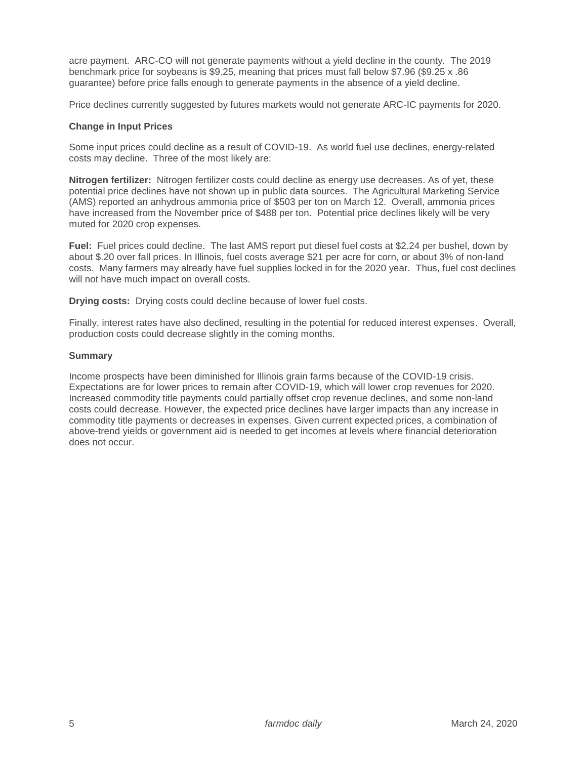acre payment. ARC-CO will not generate payments without a yield decline in the county. The 2019 benchmark price for soybeans is $9.25, meaning that prices must fall below $7.96 ($9.25 x .86 guarantee) before price falls enough to generate payments in the absence of a yield decline.

Price declines currently suggested by futures markets would not generate ARC-IC payments for 2020.

**Change in Input Prices**

Some input prices could decline as a result of COVID-19. As world fuel use declines, energy-related costs may decline. Three of the most likely are:

**Nitrogen fertilizer:** Nitrogen fertilizer costs could decline as energy use decreases. As of yet, these potential price declines have not shown up in public data sources. The Agricultural Marketing Service (AMS) reported an anhydrous ammonia price of $503 per ton on March 12. Overall, ammonia prices have increased from the November price of $488 per ton. Potential price declines likely will be very muted for 2020 crop expenses.

**Fuel:** Fuel prices could decline. The last AMS report put diesel fuel costs at $2.24 per bushel, down by about $.20 over fall prices. In Illinois, fuel costs average $21 per acre for corn, or about 3% of non-land costs. Many farmers may already have fuel supplies locked in for the 2020 year. Thus, fuel cost declines will not have much impact on overall costs.

**Drying costs:** Drying costs could decline because of lower fuel costs.

Finally, interest rates have also declined, resulting in the potential for reduced interest expenses. Overall, production costs could decrease slightly in the coming months.

**Summary**

Income prospects have been diminished for Illinois grain farms because of the COVID-19 crisis. Expectations are for lower prices to remain after COVID-19, which will lower crop revenues for 2020. Increased commodity title payments could partially offset crop revenue declines, and some non-land costs could decrease. However, the expected price declines have larger impacts than any increase in commodity title payments or decreases in expenses. Given current expected prices, a combination of above-trend yields or government aid is needed to get incomes at levels where financial deterioration does not occur.